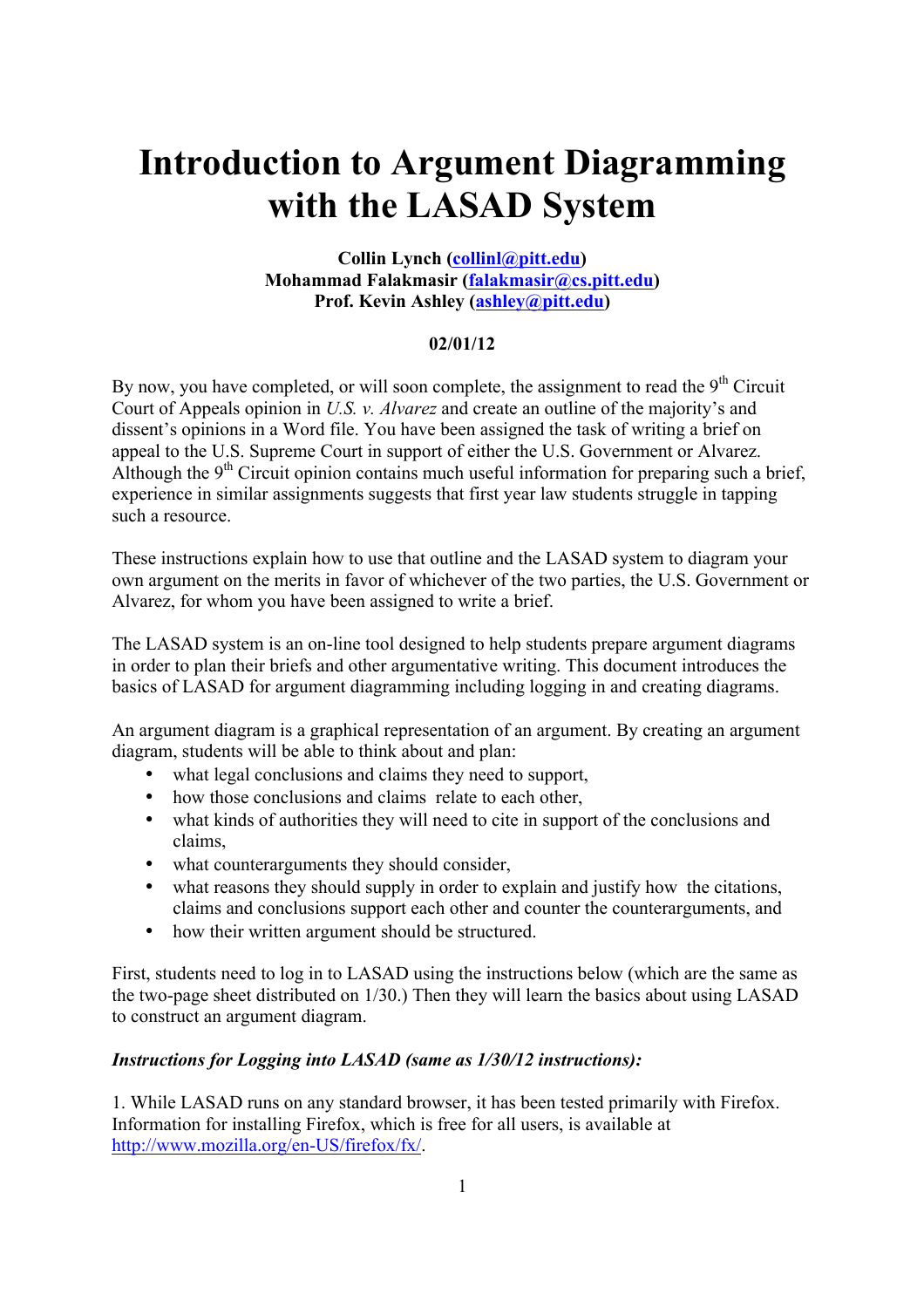# Introduction to Argument Diagramming with the LASAD System

**Collin Lynch (collinl@pitt.edu)**
**Mohammad Falakmasir (falakmasir@cs.pitt.edu)**
**Prof. Kevin Ashley (ashley@pitt.edu)**

**02/01/12**

By now, you have completed, or will soon complete, the assignment to read the 9th Circuit Court of Appeals opinion in *U.S. v. Alvarez* and create an outline of the majority's and dissent's opinions in a Word file. You have been assigned the task of writing a brief on appeal to the U.S. Supreme Court in support of either the U.S. Government or Alvarez. Although the 9th Circuit opinion contains much useful information for preparing such a brief, experience in similar assignments suggests that first year law students struggle in tapping such a resource.

These instructions explain how to use that outline and the LASAD system to diagram your own argument on the merits in favor of whichever of the two parties, the U.S. Government or Alvarez, for whom you have been assigned to write a brief.

The LASAD system is an on-line tool designed to help students prepare argument diagrams in order to plan their briefs and other argumentative writing. This document introduces the basics of LASAD for argument diagramming including logging in and creating diagrams.

An argument diagram is a graphical representation of an argument. By creating an argument diagram, students will be able to think about and plan:

- what legal conclusions and claims they need to support,
- how those conclusions and claims relate to each other,
- what kinds of authorities they will need to cite in support of the conclusions and claims,
- what counterarguments they should consider,
- what reasons they should supply in order to explain and justify how the citations, claims and conclusions support each other and counter the counterarguments, and
- how their written argument should be structured.

First, students need to log in to LASAD using the instructions below (which are the same as the two-page sheet distributed on 1/30.) Then they will learn the basics about using LASAD to construct an argument diagram.

***Instructions for Logging into LASAD (same as 1/30/12 instructions):***

1. While LASAD runs on any standard browser, it has been tested primarily with Firefox. Information for installing Firefox, which is free for all users, is available at http://www.mozilla.org/en-US/firefox/fx/.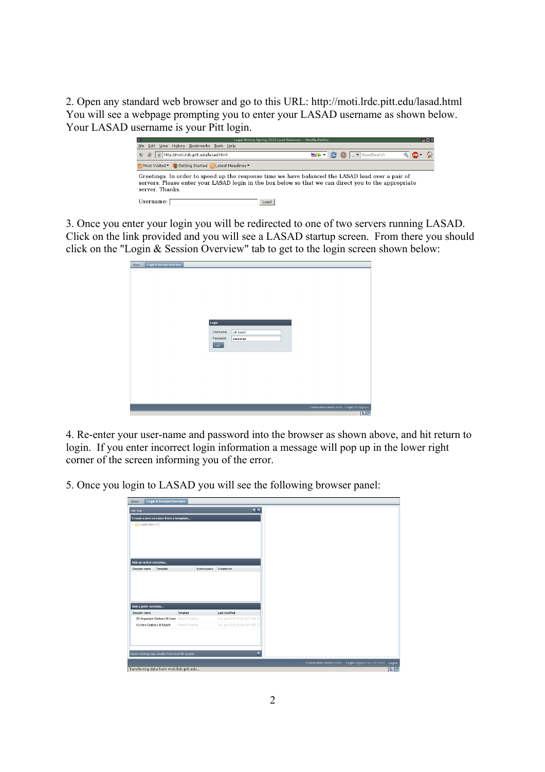2. Open any standard web browser and go to this URL: http://moti.lrdc.pitt.edu/lasad.html You will see a webpage prompting you to enter your LASAD username as shown below. Your LASAD username is your Pitt login.

3. Once you enter your login you will be redirected to one of two servers running LASAD. Click on the link provided and you will see a LASAD startup screen. From there you should click on the "Login & Session Overview" tab to get to the login screen shown below:

4. Re-enter your user-name and password into the browser as shown above, and hit return to login. If you enter incorrect login information a message will pop up in the lower right corner of the screen informing you of the error.

5. Once you login to LASAD you will see the following browser panel: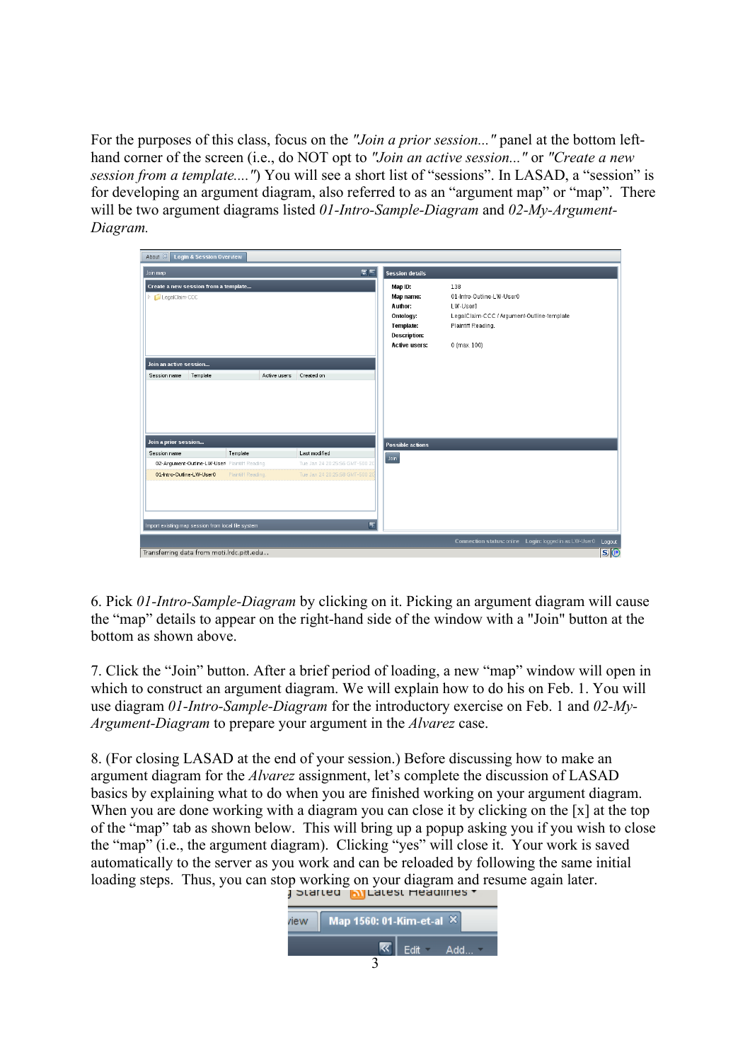For the purposes of this class, focus on the *"Join a prior session..."* panel at the bottom left-hand corner of the screen (i.e., do NOT opt to *"Join an active session..."* or *"Create a new session from a template...."*) You will see a short list of "sessions". In LASAD, a "session" is for developing an argument diagram, also referred to as an "argument map" or "map". There will be two argument diagrams listed *01-Intro-Sample-Diagram* and *02-My-Argument-Diagram.*

6. Pick *01-Intro-Sample-Diagram* by clicking on it. Picking an argument diagram will cause the "map" details to appear on the right-hand side of the window with a "Join" button at the bottom as shown above.

7. Click the "Join" button. After a brief period of loading, a new "map" window will open in which to construct an argument diagram. We will explain how to do his on Feb. 1. You will use diagram *01-Intro-Sample-Diagram* for the introductory exercise on Feb. 1 and *02-My-Argument-Diagram* to prepare your argument in the *Alvarez* case.

8. (For closing LASAD at the end of your session.) Before discussing how to make an argument diagram for the *Alvarez* assignment, let's complete the discussion of LASAD basics by explaining what to do when you are finished working on your argument diagram. When you are done working with a diagram you can close it by clicking on the [x] at the top of the "map" tab as shown below. This will bring up a popup asking you if you wish to close the "map" (i.e., the argument diagram). Clicking "yes" will close it. Your work is saved automatically to the server as you work and can be reloaded by following the same initial loading steps. Thus, you can stop working on your diagram and resume again later.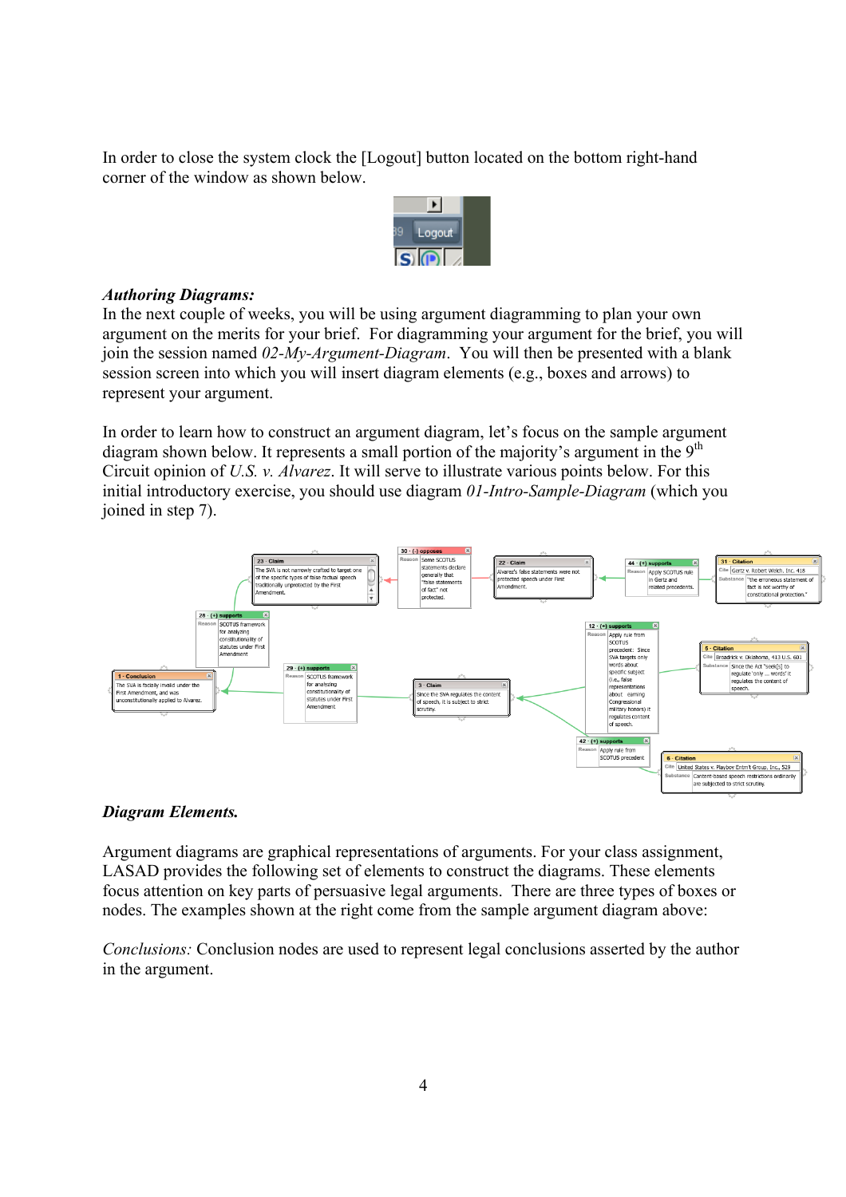In order to close the system clock the [Logout] button located on the bottom right-hand corner of the window as shown below.

***Authoring Diagrams:***
In the next couple of weeks, you will be using argument diagramming to plan your own argument on the merits for your brief. For diagramming your argument for the brief, you will join the session named *02-My-Argument-Diagram*. You will then be presented with a blank session screen into which you will insert diagram elements (e.g., boxes and arrows) to represent your argument.

In order to learn how to construct an argument diagram, let's focus on the sample argument diagram shown below. It represents a small portion of the majority's argument in the 9th Circuit opinion of *U.S. v. Alvarez*. It will serve to illustrate various points below. For this initial introductory exercise, you should use diagram *01-Intro-Sample-Diagram* (which you joined in step 7).

***Diagram Elements.***

Argument diagrams are graphical representations of arguments. For your class assignment, LASAD provides the following set of elements to construct the diagrams. These elements focus attention on key parts of persuasive legal arguments. There are three types of boxes or nodes. The examples shown at the right come from the sample argument diagram above:

*Conclusions:* Conclusion nodes are used to represent legal conclusions asserted by the author in the argument.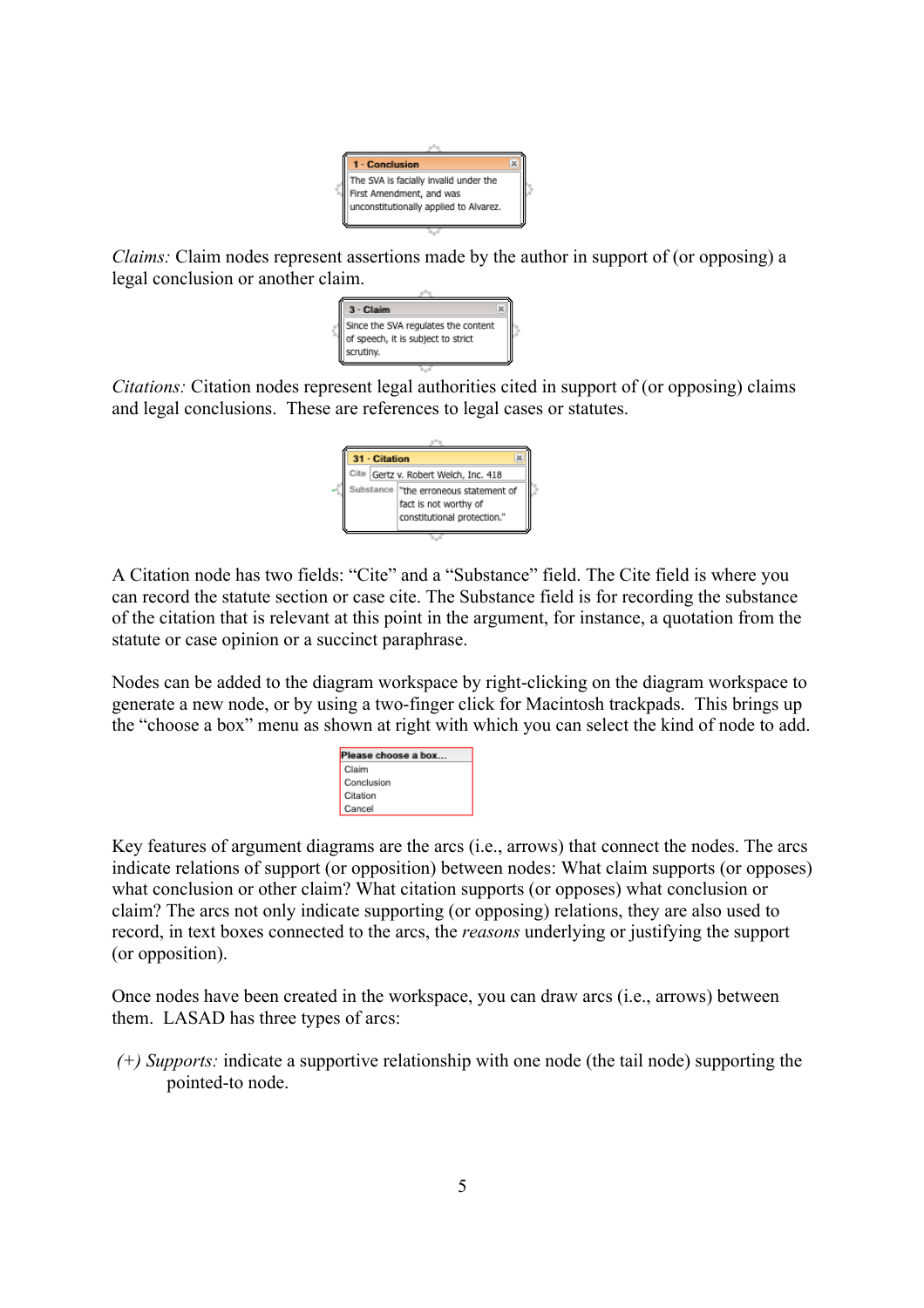1 - Conclusion

The SVA is facially invalid under the First Amendment, and was unconstitutionally applied to Alvarez.

*Claims:* Claim nodes represent assertions made by the author in support of (or opposing) a legal conclusion or another claim.

3 - Claim

Since the SVA regulates the content of speech, it is subject to strict scrutiny.

*Citations:* Citation nodes represent legal authorities cited in support of (or opposing) claims and legal conclusions. These are references to legal cases or statutes.

31 - Citation

Cite: Gertz v. Robert Welch, Inc. 418

Substance: "the erroneous statement of fact is not worthy of constitutional protection."

A Citation node has two fields: "Cite" and a "Substance" field. The Cite field is where you can record the statute section or case cite. The Substance field is for recording the substance of the citation that is relevant at this point in the argument, for instance, a quotation from the statute or case opinion or a succinct paraphrase.

Nodes can be added to the diagram workspace by right-clicking on the diagram workspace to generate a new node, or by using a two-finger click for Macintosh trackpads. This brings up the "choose a box" menu as shown at right with which you can select the kind of node to add.

Please choose a box...
- Claim
- Conclusion
- Citation
- Cancel

Key features of argument diagrams are the arcs (i.e., arrows) that connect the nodes. The arcs indicate relations of support (or opposition) between nodes: What claim supports (or opposes) what conclusion or other claim? What citation supports (or opposes) what conclusion or claim? The arcs not only indicate supporting (or opposing) relations, they are also used to record, in text boxes connected to the arcs, the *reasons* underlying or justifying the support (or opposition).

Once nodes have been created in the workspace, you can draw arcs (i.e., arrows) between them. LASAD has three types of arcs:

*(+) Supports:* indicate a supportive relationship with one node (the tail node) supporting the pointed-to node.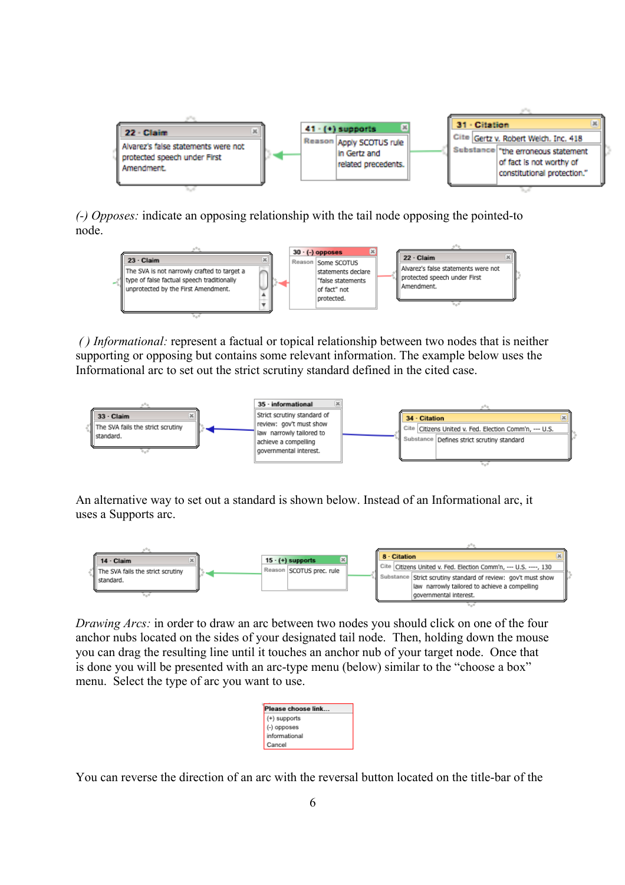*(-) Opposes:* indicate an opposing relationship with the tail node opposing the pointed-to node.

*( ) Informational:* represent a factual or topical relationship between two nodes that is neither supporting or opposing but contains some relevant information. The example below uses the Informational arc to set out the strict scrutiny standard defined in the cited case.

An alternative way to set out a standard is shown below. Instead of an Informational arc, it uses a Supports arc.

*Drawing Arcs:* in order to draw an arc between two nodes you should click on one of the four anchor nubs located on the sides of your designated tail node. Then, holding down the mouse you can drag the resulting line until it touches an anchor nub of your target node. Once that is done you will be presented with an arc-type menu (below) similar to the "choose a box" menu. Select the type of arc you want to use.

You can reverse the direction of an arc with the reversal button located on the title-bar of the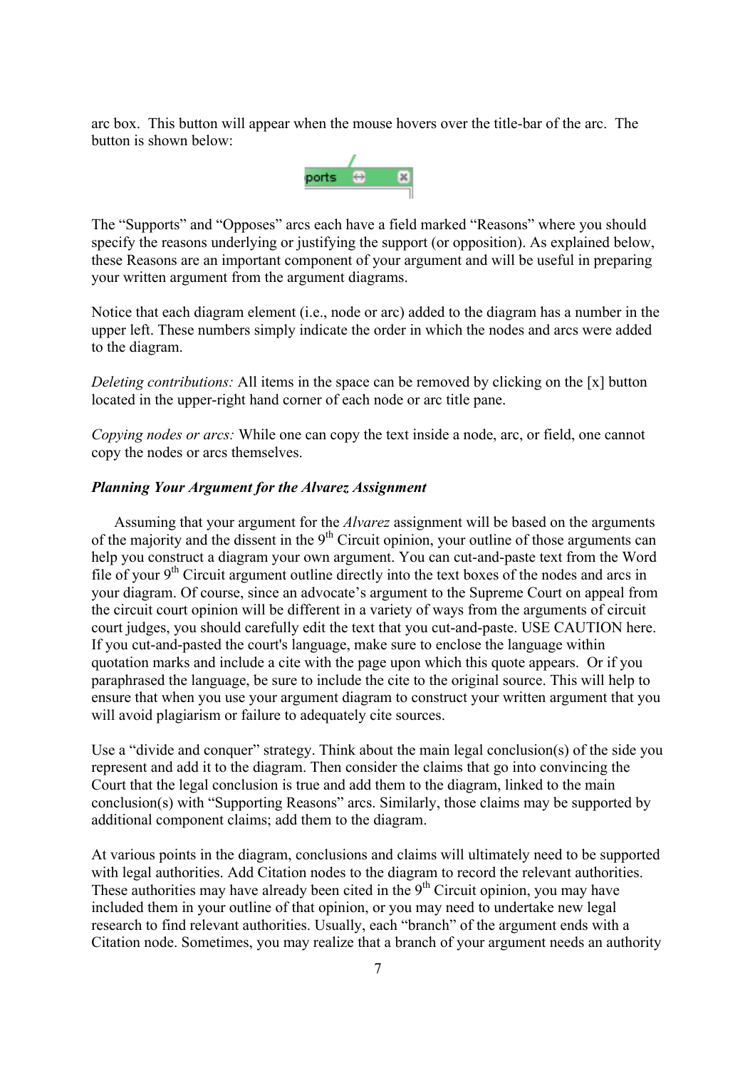arc box. This button will appear when the mouse hovers over the title-bar of the arc. The button is shown below:

The “Supports” and “Opposes” arcs each have a field marked “Reasons” where you should specify the reasons underlying or justifying the support (or opposition). As explained below, these Reasons are an important component of your argument and will be useful in preparing your written argument from the argument diagrams.

Notice that each diagram element (i.e., node or arc) added to the diagram has a number in the upper left. These numbers simply indicate the order in which the nodes and arcs were added to the diagram.

*Deleting contributions:* All items in the space can be removed by clicking on the [x] button located in the upper-right hand corner of each node or arc title pane.

*Copying nodes or arcs:* While one can copy the text inside a node, arc, or field, one cannot copy the nodes or arcs themselves.

***Planning Your Argument for the Alvarez Assignment***

Assuming that your argument for the *Alvarez* assignment will be based on the arguments of the majority and the dissent in the 9th Circuit opinion, your outline of those arguments can help you construct a diagram your own argument. You can cut-and-paste text from the Word file of your 9th Circuit argument outline directly into the text boxes of the nodes and arcs in your diagram. Of course, since an advocate’s argument to the Supreme Court on appeal from the circuit court opinion will be different in a variety of ways from the arguments of circuit court judges, you should carefully edit the text that you cut-and-paste. USE CAUTION here. If you cut-and-pasted the court's language, make sure to enclose the language within quotation marks and include a cite with the page upon which this quote appears. Or if you paraphrased the language, be sure to include the cite to the original source. This will help to ensure that when you use your argument diagram to construct your written argument that you will avoid plagiarism or failure to adequately cite sources.

Use a “divide and conquer” strategy. Think about the main legal conclusion(s) of the side you represent and add it to the diagram. Then consider the claims that go into convincing the Court that the legal conclusion is true and add them to the diagram, linked to the main conclusion(s) with “Supporting Reasons” arcs. Similarly, those claims may be supported by additional component claims; add them to the diagram.

At various points in the diagram, conclusions and claims will ultimately need to be supported with legal authorities. Add Citation nodes to the diagram to record the relevant authorities. These authorities may have already been cited in the 9th Circuit opinion, you may have included them in your outline of that opinion, or you may need to undertake new legal research to find relevant authorities. Usually, each “branch” of the argument ends with a Citation node. Sometimes, you may realize that a branch of your argument needs an authority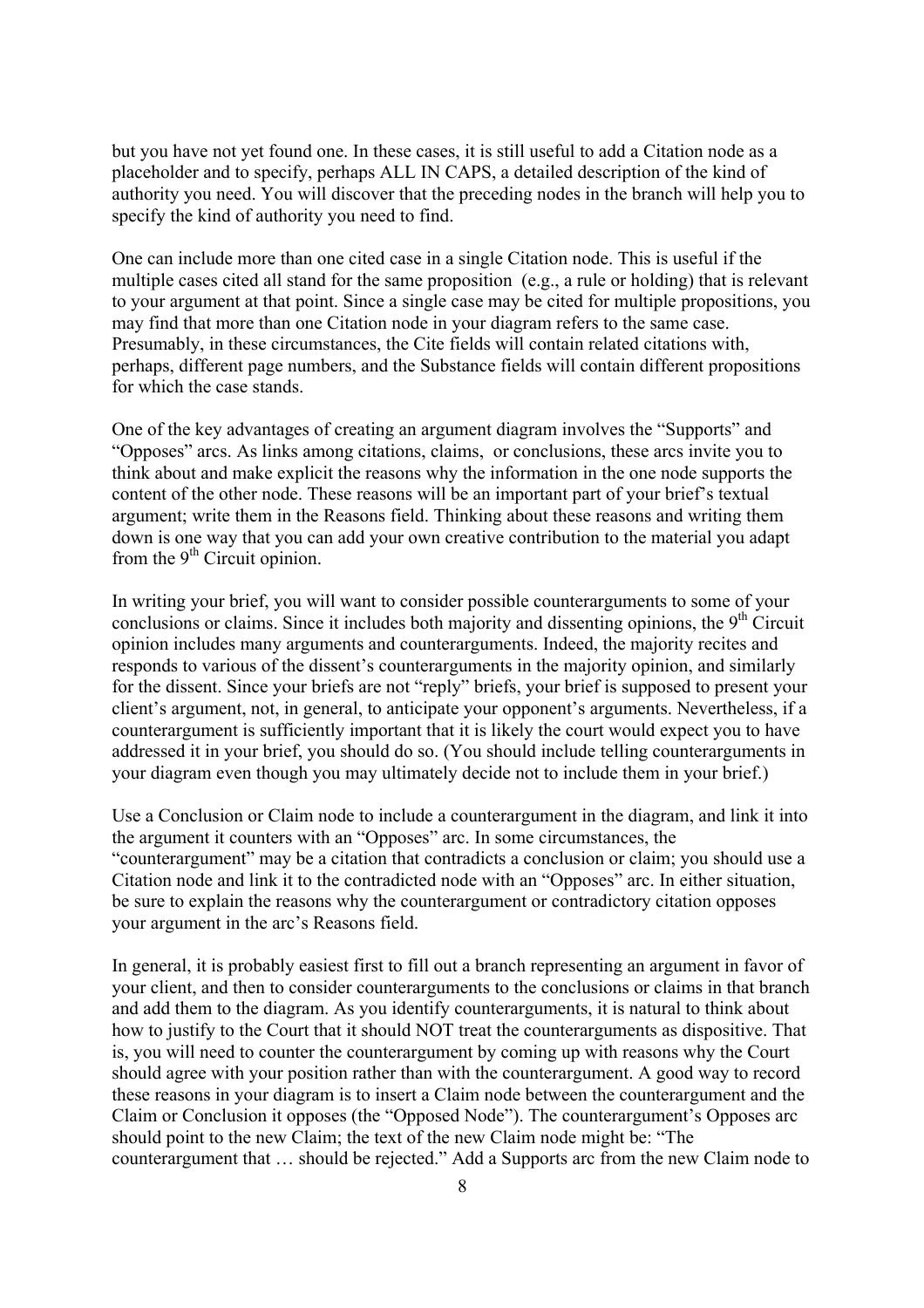but you have not yet found one. In these cases, it is still useful to add a Citation node as a placeholder and to specify, perhaps ALL IN CAPS, a detailed description of the kind of authority you need. You will discover that the preceding nodes in the branch will help you to specify the kind of authority you need to find.

One can include more than one cited case in a single Citation node. This is useful if the multiple cases cited all stand for the same proposition (e.g., a rule or holding) that is relevant to your argument at that point. Since a single case may be cited for multiple propositions, you may find that more than one Citation node in your diagram refers to the same case. Presumably, in these circumstances, the Cite fields will contain related citations with, perhaps, different page numbers, and the Substance fields will contain different propositions for which the case stands.

One of the key advantages of creating an argument diagram involves the "Supports" and "Opposes" arcs. As links among citations, claims, or conclusions, these arcs invite you to think about and make explicit the reasons why the information in the one node supports the content of the other node. These reasons will be an important part of your brief's textual argument; write them in the Reasons field. Thinking about these reasons and writing them down is one way that you can add your own creative contribution to the material you adapt from the 9th Circuit opinion.

In writing your brief, you will want to consider possible counterarguments to some of your conclusions or claims. Since it includes both majority and dissenting opinions, the 9th Circuit opinion includes many arguments and counterarguments. Indeed, the majority recites and responds to various of the dissent's counterarguments in the majority opinion, and similarly for the dissent. Since your briefs are not "reply" briefs, your brief is supposed to present your client's argument, not, in general, to anticipate your opponent's arguments. Nevertheless, if a counterargument is sufficiently important that it is likely the court would expect you to have addressed it in your brief, you should do so. (You should include telling counterarguments in your diagram even though you may ultimately decide not to include them in your brief.)

Use a Conclusion or Claim node to include a counterargument in the diagram, and link it into the argument it counters with an "Opposes" arc. In some circumstances, the "counterargument" may be a citation that contradicts a conclusion or claim; you should use a Citation node and link it to the contradicted node with an "Opposes" arc. In either situation, be sure to explain the reasons why the counterargument or contradictory citation opposes your argument in the arc's Reasons field.

In general, it is probably easiest first to fill out a branch representing an argument in favor of your client, and then to consider counterarguments to the conclusions or claims in that branch and add them to the diagram. As you identify counterarguments, it is natural to think about how to justify to the Court that it should NOT treat the counterarguments as dispositive. That is, you will need to counter the counterargument by coming up with reasons why the Court should agree with your position rather than with the counterargument. A good way to record these reasons in your diagram is to insert a Claim node between the counterargument and the Claim or Conclusion it opposes (the "Opposed Node"). The counterargument's Opposes arc should point to the new Claim; the text of the new Claim node might be: "The counterargument that … should be rejected." Add a Supports arc from the new Claim node to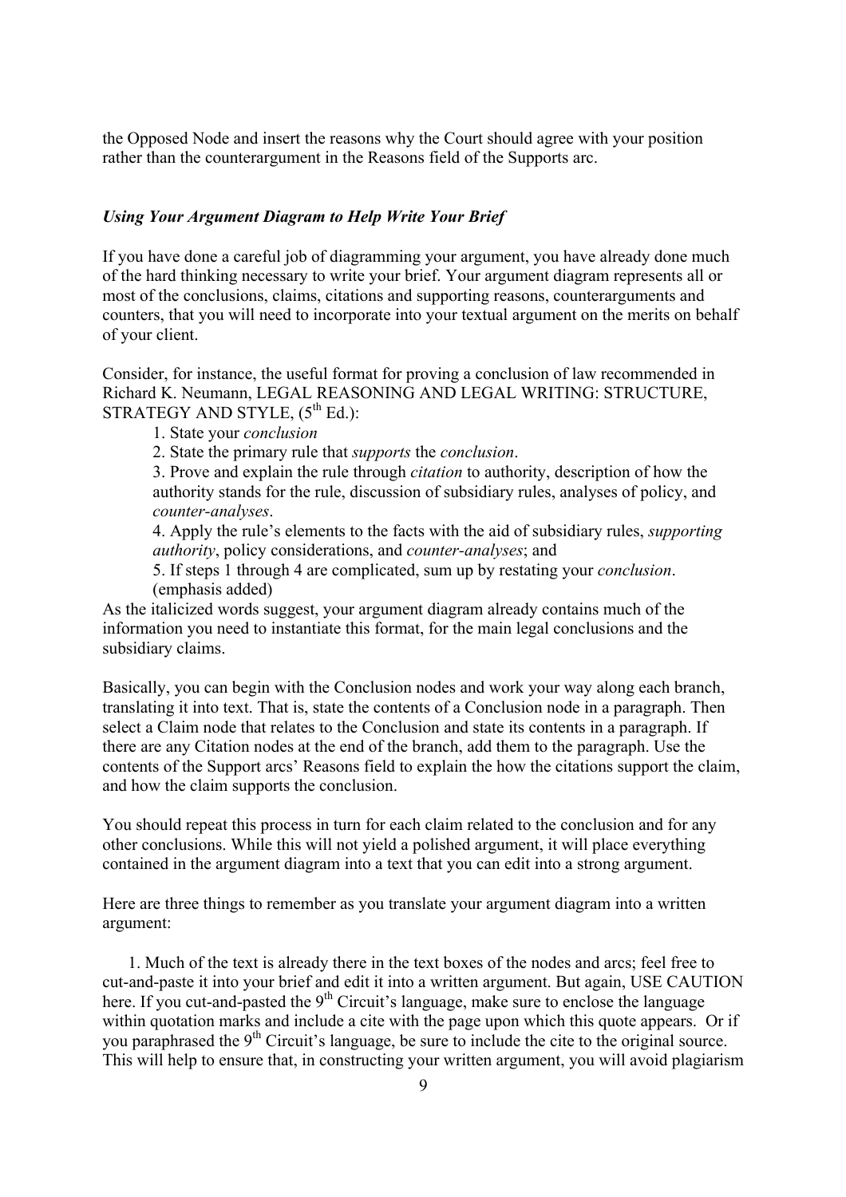the Opposed Node and insert the reasons why the Court should agree with your position rather than the counterargument in the Reasons field of the Supports arc.

### *Using Your Argument Diagram to Help Write Your Brief*

If you have done a careful job of diagramming your argument, you have already done much of the hard thinking necessary to write your brief. Your argument diagram represents all or most of the conclusions, claims, citations and supporting reasons, counterarguments and counters, that you will need to incorporate into your textual argument on the merits on behalf of your client.

Consider, for instance, the useful format for proving a conclusion of law recommended in Richard K. Neumann, LEGAL REASONING AND LEGAL WRITING: STRUCTURE, STRATEGY AND STYLE, (5th Ed.):

1. State your *conclusion*
2. State the primary rule that *supports* the *conclusion*.
3. Prove and explain the rule through *citation* to authority, description of how the authority stands for the rule, discussion of subsidiary rules, analyses of policy, and *counter-analyses*.
4. Apply the rule's elements to the facts with the aid of subsidiary rules, *supporting authority*, policy considerations, and *counter-analyses*; and
5. If steps 1 through 4 are complicated, sum up by restating your *conclusion*. (emphasis added)

As the italicized words suggest, your argument diagram already contains much of the information you need to instantiate this format, for the main legal conclusions and the subsidiary claims.

Basically, you can begin with the Conclusion nodes and work your way along each branch, translating it into text. That is, state the contents of a Conclusion node in a paragraph. Then select a Claim node that relates to the Conclusion and state its contents in a paragraph. If there are any Citation nodes at the end of the branch, add them to the paragraph. Use the contents of the Support arcs' Reasons field to explain the how the citations support the claim, and how the claim supports the conclusion.

You should repeat this process in turn for each claim related to the conclusion and for any other conclusions. While this will not yield a polished argument, it will place everything contained in the argument diagram into a text that you can edit into a strong argument.

Here are three things to remember as you translate your argument diagram into a written argument:

1. Much of the text is already there in the text boxes of the nodes and arcs; feel free to cut-and-paste it into your brief and edit it into a written argument. But again, USE CAUTION here. If you cut-and-pasted the 9th Circuit's language, make sure to enclose the language within quotation marks and include a cite with the page upon which this quote appears. Or if you paraphrased the 9th Circuit's language, be sure to include the cite to the original source. This will help to ensure that, in constructing your written argument, you will avoid plagiarism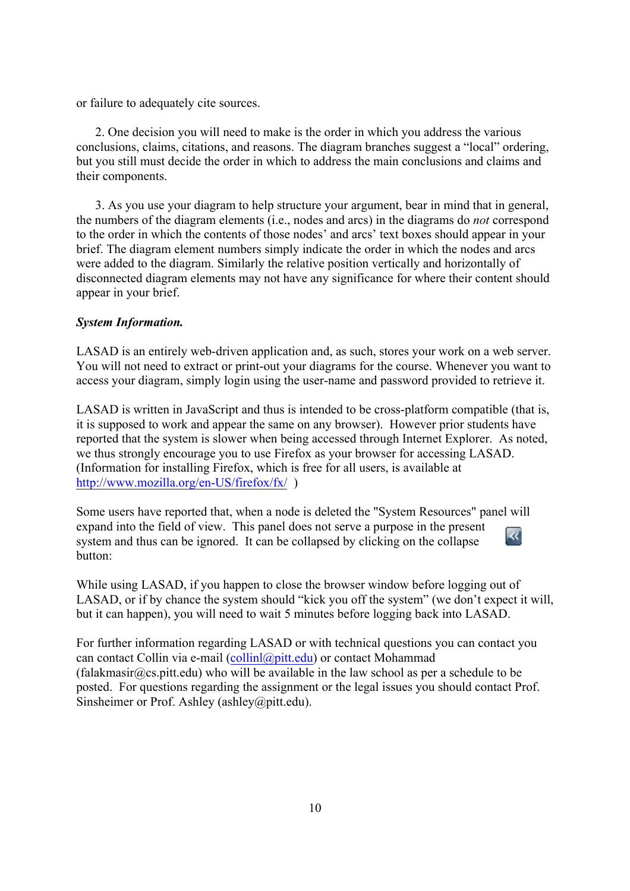or failure to adequately cite sources.

2. One decision you will need to make is the order in which you address the various conclusions, claims, citations, and reasons. The diagram branches suggest a "local" ordering, but you still must decide the order in which to address the main conclusions and claims and their components.

3. As you use your diagram to help structure your argument, bear in mind that in general, the numbers of the diagram elements (i.e., nodes and arcs) in the diagrams do *not* correspond to the order in which the contents of those nodes' and arcs' text boxes should appear in your brief. The diagram element numbers simply indicate the order in which the nodes and arcs were added to the diagram. Similarly the relative position vertically and horizontally of disconnected diagram elements may not have any significance for where their content should appear in your brief.

***System Information.***

LASAD is an entirely web-driven application and, as such, stores your work on a web server. You will not need to extract or print-out your diagrams for the course. Whenever you want to access your diagram, simply login using the user-name and password provided to retrieve it.

LASAD is written in JavaScript and thus is intended to be cross-platform compatible (that is, it is supposed to work and appear the same on any browser). However prior students have reported that the system is slower when being accessed through Internet Explorer. As noted, we thus strongly encourage you to use Firefox as your browser for accessing LASAD. (Information for installing Firefox, which is free for all users, is available at http://www.mozilla.org/en-US/firefox/fx/ )

Some users have reported that, when a node is deleted the "System Resources" panel will expand into the field of view. This panel does not serve a purpose in the present system and thus can be ignored. It can be collapsed by clicking on the collapse button:

While using LASAD, if you happen to close the browser window before logging out of LASAD, or if by chance the system should "kick you off the system" (we don't expect it will, but it can happen), you will need to wait 5 minutes before logging back into LASAD.

For further information regarding LASAD or with technical questions you can contact you can contact Collin via e-mail (collinl@pitt.edu) or contact Mohammad (falakmasir@cs.pitt.edu) who will be available in the law school as per a schedule to be posted. For questions regarding the assignment or the legal issues you should contact Prof. Sinsheimer or Prof. Ashley (ashley@pitt.edu).